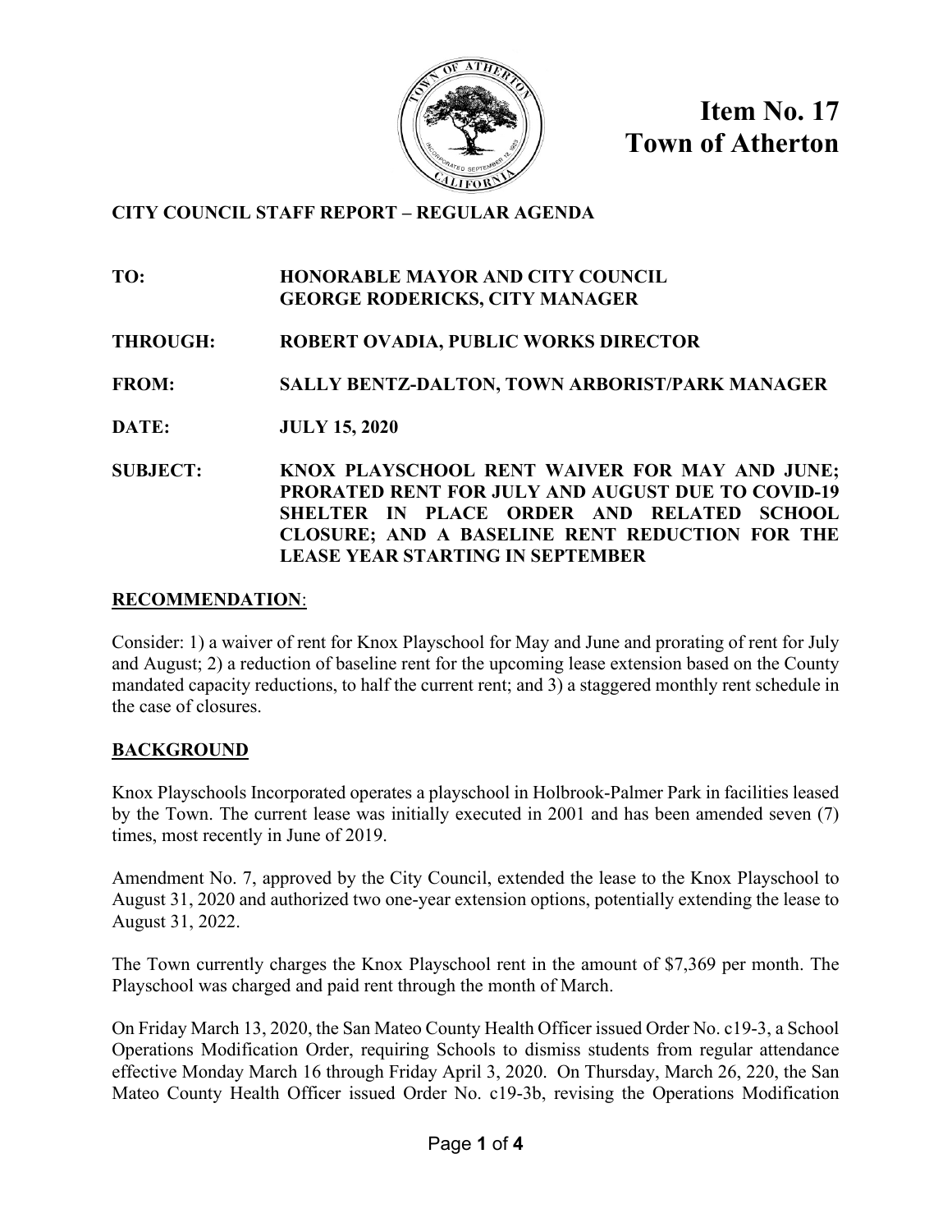# Item No. 17
# Town of Atherton

**CITY COUNCIL STAFF REPORT – REGULAR AGENDA**

**TO:** HONORABLE MAYOR AND CITY COUNCIL
GEORGE RODERICKS, CITY MANAGER

**THROUGH:** ROBERT OVADIA, PUBLIC WORKS DIRECTOR

**FROM:** SALLY BENTZ-DALTON, TOWN ARBORIST/PARK MANAGER

**DATE:** JULY 15, 2020

**SUBJECT:** KNOX PLAYSCHOOL RENT WAIVER FOR MAY AND JUNE; PRORATED RENT FOR JULY AND AUGUST DUE TO COVID-19 SHELTER IN PLACE ORDER AND RELATED SCHOOL CLOSURE; AND A BASELINE RENT REDUCTION FOR THE LEASE YEAR STARTING IN SEPTEMBER

## RECOMMENDATION:

Consider: 1) a waiver of rent for Knox Playschool for May and June and prorating of rent for July and August; 2) a reduction of baseline rent for the upcoming lease extension based on the County mandated capacity reductions, to half the current rent; and 3) a staggered monthly rent schedule in the case of closures.

## BACKGROUND

Knox Playschools Incorporated operates a playschool in Holbrook-Palmer Park in facilities leased by the Town. The current lease was initially executed in 2001 and has been amended seven (7) times, most recently in June of 2019.

Amendment No. 7, approved by the City Council, extended the lease to the Knox Playschool to August 31, 2020 and authorized two one-year extension options, potentially extending the lease to August 31, 2022.

The Town currently charges the Knox Playschool rent in the amount of $7,369 per month. The Playschool was charged and paid rent through the month of March.

On Friday March 13, 2020, the San Mateo County Health Officer issued Order No. c19-3, a School Operations Modification Order, requiring Schools to dismiss students from regular attendance effective Monday March 16 through Friday April 3, 2020. On Thursday, March 26, 220, the San Mateo County Health Officer issued Order No. c19-3b, revising the Operations Modification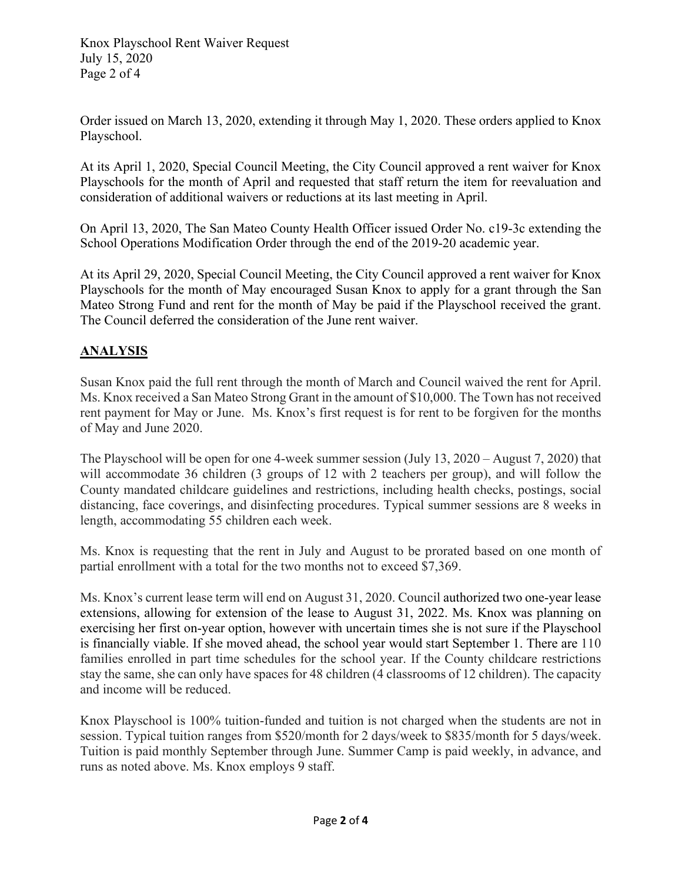Order issued on March 13, 2020, extending it through May 1, 2020. These orders applied to Knox Playschool.

At its April 1, 2020, Special Council Meeting, the City Council approved a rent waiver for Knox Playschools for the month of April and requested that staff return the item for reevaluation and consideration of additional waivers or reductions at its last meeting in April.

On April 13, 2020, The San Mateo County Health Officer issued Order No. c19-3c extending the School Operations Modification Order through the end of the 2019-20 academic year.

At its April 29, 2020, Special Council Meeting, the City Council approved a rent waiver for Knox Playschools for the month of May encouraged Susan Knox to apply for a grant through the San Mateo Strong Fund and rent for the month of May be paid if the Playschool received the grant. The Council deferred the consideration of the June rent waiver.

## ANALYSIS

Susan Knox paid the full rent through the month of March and Council waived the rent for April. Ms. Knox received a San Mateo Strong Grant in the amount of $10,000. The Town has not received rent payment for May or June. Ms. Knox's first request is for rent to be forgiven for the months of May and June 2020.

The Playschool will be open for one 4-week summer session (July 13, 2020 – August 7, 2020) that will accommodate 36 children (3 groups of 12 with 2 teachers per group), and will follow the County mandated childcare guidelines and restrictions, including health checks, postings, social distancing, face coverings, and disinfecting procedures. Typical summer sessions are 8 weeks in length, accommodating 55 children each week.

Ms. Knox is requesting that the rent in July and August to be prorated based on one month of partial enrollment with a total for the two months not to exceed $7,369.

Ms. Knox's current lease term will end on August 31, 2020. Council authorized two one-year lease extensions, allowing for extension of the lease to August 31, 2022. Ms. Knox was planning on exercising her first on-year option, however with uncertain times she is not sure if the Playschool is financially viable. If she moved ahead, the school year would start September 1. There are 110 families enrolled in part time schedules for the school year. If the County childcare restrictions stay the same, she can only have spaces for 48 children (4 classrooms of 12 children). The capacity and income will be reduced.

Knox Playschool is 100% tuition-funded and tuition is not charged when the students are not in session. Typical tuition ranges from $520/month for 2 days/week to $835/month for 5 days/week. Tuition is paid monthly September through June. Summer Camp is paid weekly, in advance, and runs as noted above. Ms. Knox employs 9 staff.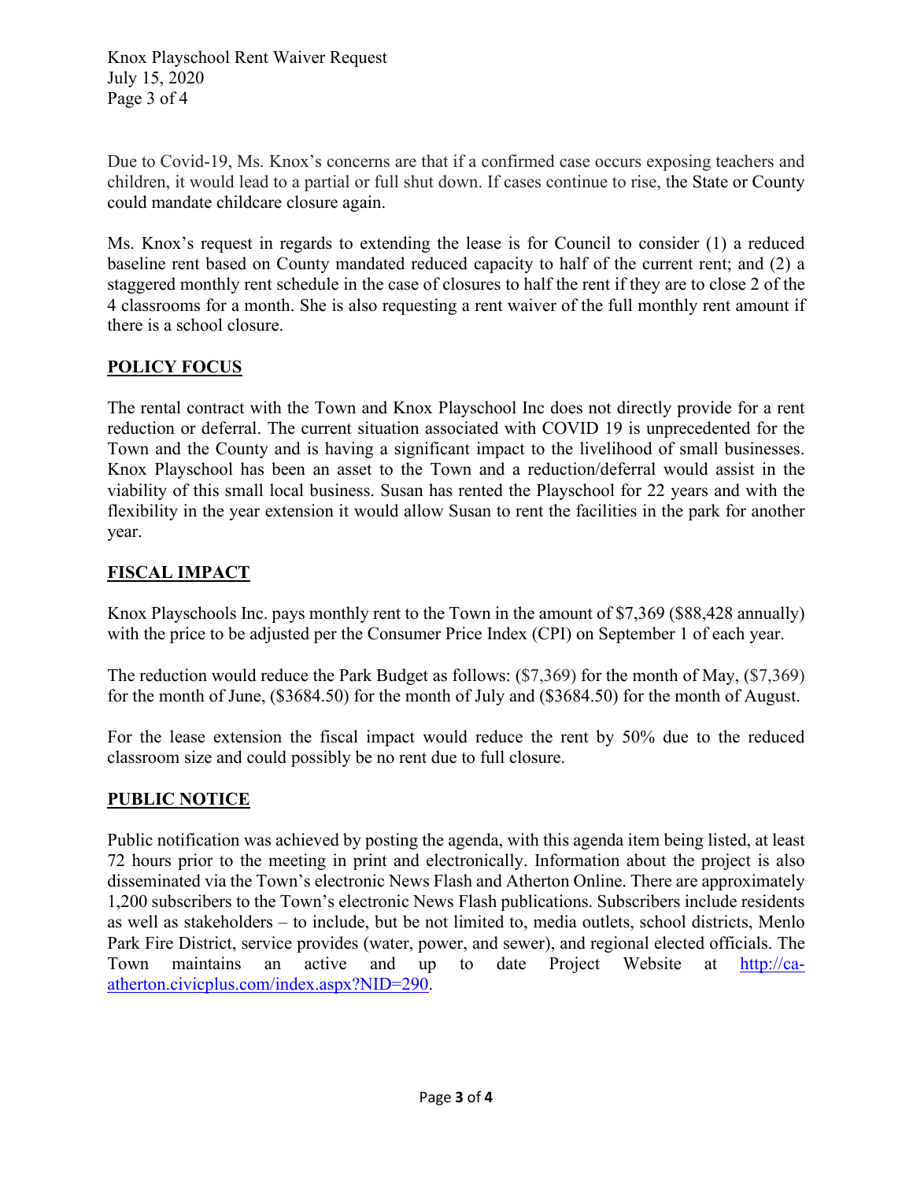Due to Covid-19, Ms. Knox's concerns are that if a confirmed case occurs exposing teachers and children, it would lead to a partial or full shut down. If cases continue to rise, the State or County could mandate childcare closure again.

Ms. Knox's request in regards to extending the lease is for Council to consider (1) a reduced baseline rent based on County mandated reduced capacity to half of the current rent; and (2) a staggered monthly rent schedule in the case of closures to half the rent if they are to close 2 of the 4 classrooms for a month. She is also requesting a rent waiver of the full monthly rent amount if there is a school closure.

## POLICY FOCUS

The rental contract with the Town and Knox Playschool Inc does not directly provide for a rent reduction or deferral. The current situation associated with COVID 19 is unprecedented for the Town and the County and is having a significant impact to the livelihood of small businesses. Knox Playschool has been an asset to the Town and a reduction/deferral would assist in the viability of this small local business. Susan has rented the Playschool for 22 years and with the flexibility in the year extension it would allow Susan to rent the facilities in the park for another year.

## FISCAL IMPACT

Knox Playschools Inc. pays monthly rent to the Town in the amount of $7,369 ($88,428 annually) with the price to be adjusted per the Consumer Price Index (CPI) on September 1 of each year.

The reduction would reduce the Park Budget as follows: ($7,369) for the month of May, ($7,369) for the month of June, ($3684.50) for the month of July and ($3684.50) for the month of August.

For the lease extension the fiscal impact would reduce the rent by 50% due to the reduced classroom size and could possibly be no rent due to full closure.

## PUBLIC NOTICE

Public notification was achieved by posting the agenda, with this agenda item being listed, at least 72 hours prior to the meeting in print and electronically. Information about the project is also disseminated via the Town's electronic News Flash and Atherton Online. There are approximately 1,200 subscribers to the Town's electronic News Flash publications. Subscribers include residents as well as stakeholders – to include, but be not limited to, media outlets, school districts, Menlo Park Fire District, service provides (water, power, and sewer), and regional elected officials. The Town maintains an active and up to date Project Website at [http://ca-atherton.civicplus.com/index.aspx?NID=290](http://ca-atherton.civicplus.com/index.aspx?NID=290).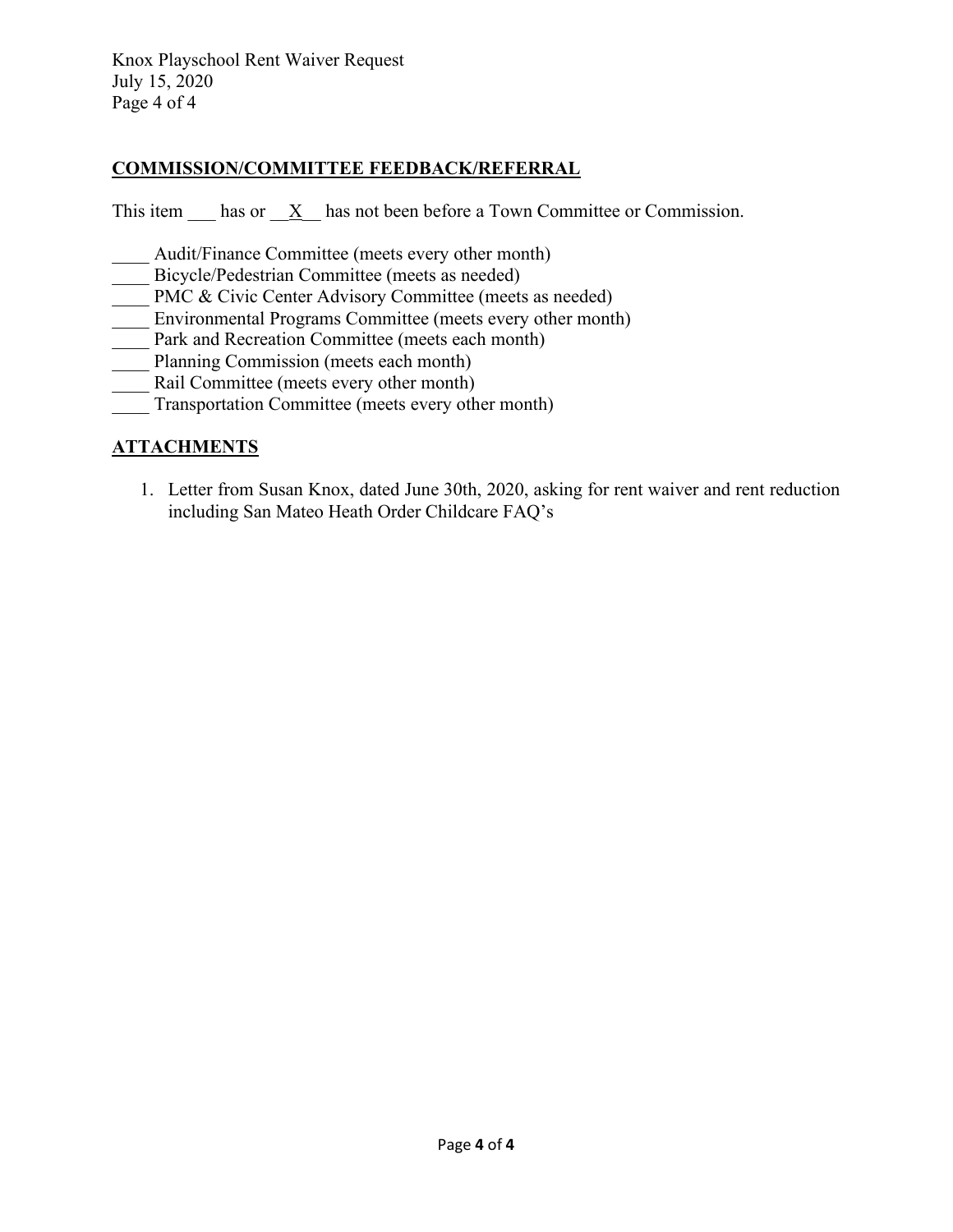## COMMISSION/COMMITTEE FEEDBACK/REFERRAL

This item ___ has or __X__ has not been before a Town Committee or Commission.

____ Audit/Finance Committee (meets every other month)
____ Bicycle/Pedestrian Committee (meets as needed)
____ PMC & Civic Center Advisory Committee (meets as needed)
____ Environmental Programs Committee (meets every other month)
____ Park and Recreation Committee (meets each month)
____ Planning Commission (meets each month)
____ Rail Committee (meets every other month)
____ Transportation Committee (meets every other month)

## ATTACHMENTS

1. Letter from Susan Knox, dated June 30th, 2020, asking for rent waiver and rent reduction including San Mateo Heath Order Childcare FAQ's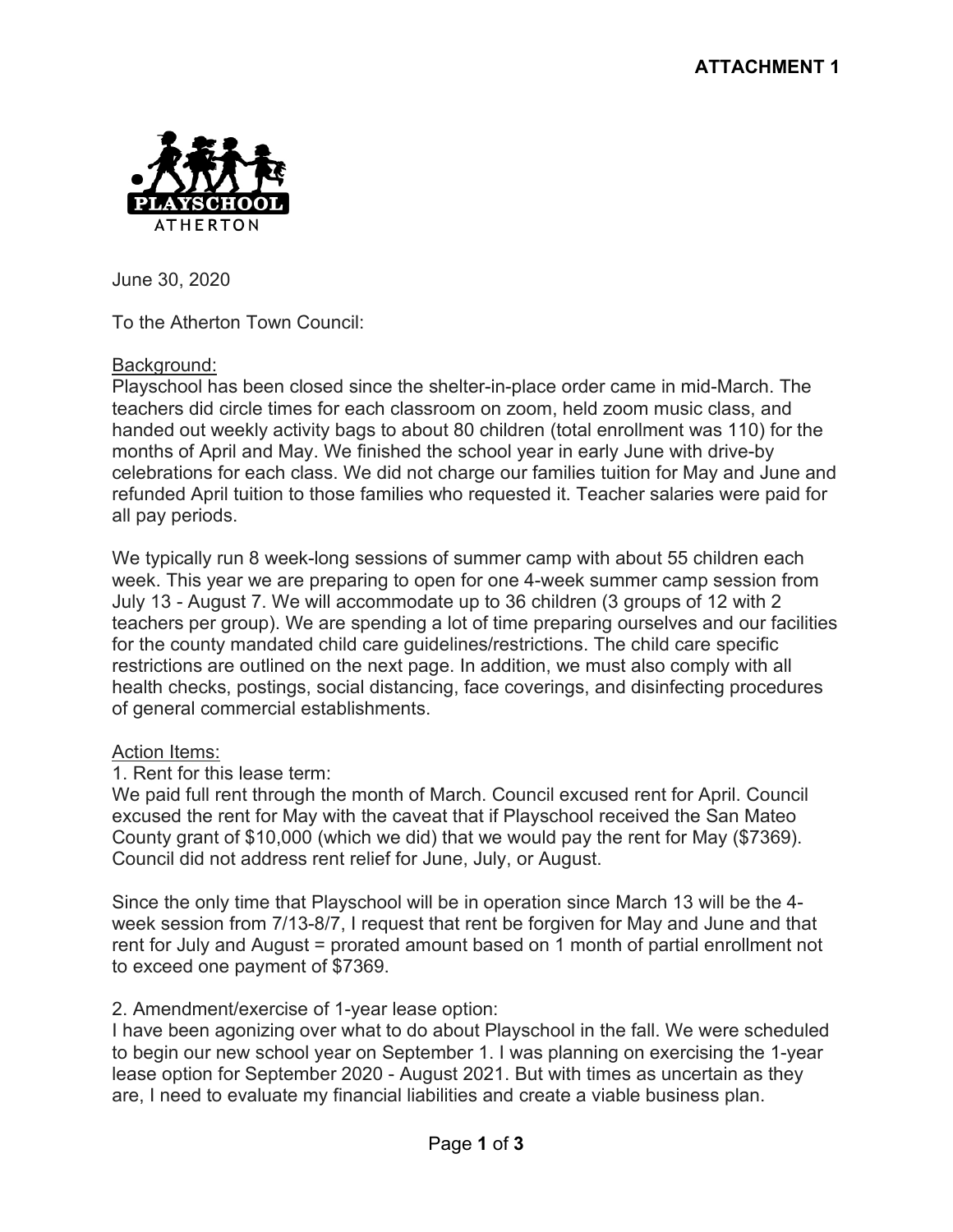**ATTACHMENT 1**

PLAYSCHOOL
ATHERTON

June 30, 2020

To the Atherton Town Council:

Background:
Playschool has been closed since the shelter-in-place order came in mid-March. The teachers did circle times for each classroom on zoom, held zoom music class, and handed out weekly activity bags to about 80 children (total enrollment was 110) for the months of April and May. We finished the school year in early June with drive-by celebrations for each class. We did not charge our families tuition for May and June and refunded April tuition to those families who requested it. Teacher salaries were paid for all pay periods.

We typically run 8 week-long sessions of summer camp with about 55 children each week. This year we are preparing to open for one 4-week summer camp session from July 13 - August 7. We will accommodate up to 36 children (3 groups of 12 with 2 teachers per group). We are spending a lot of time preparing ourselves and our facilities for the county mandated child care guidelines/restrictions. The child care specific restrictions are outlined on the next page. In addition, we must also comply with all health checks, postings, social distancing, face coverings, and disinfecting procedures of general commercial establishments.

Action Items:

1. Rent for this lease term:

We paid full rent through the month of March. Council excused rent for April. Council excused the rent for May with the caveat that if Playschool received the San Mateo County grant of $10,000 (which we did) that we would pay the rent for May ($7369). Council did not address rent relief for June, July, or August.

Since the only time that Playschool will be in operation since March 13 will be the 4-week session from 7/13-8/7, I request that rent be forgiven for May and June and that rent for July and August = prorated amount based on 1 month of partial enrollment not to exceed one payment of $7369.

2. Amendment/exercise of 1-year lease option:

I have been agonizing over what to do about Playschool in the fall. We were scheduled to begin our new school year on September 1. I was planning on exercising the 1-year lease option for September 2020 - August 2021. But with times as uncertain as they are, I need to evaluate my financial liabilities and create a viable business plan.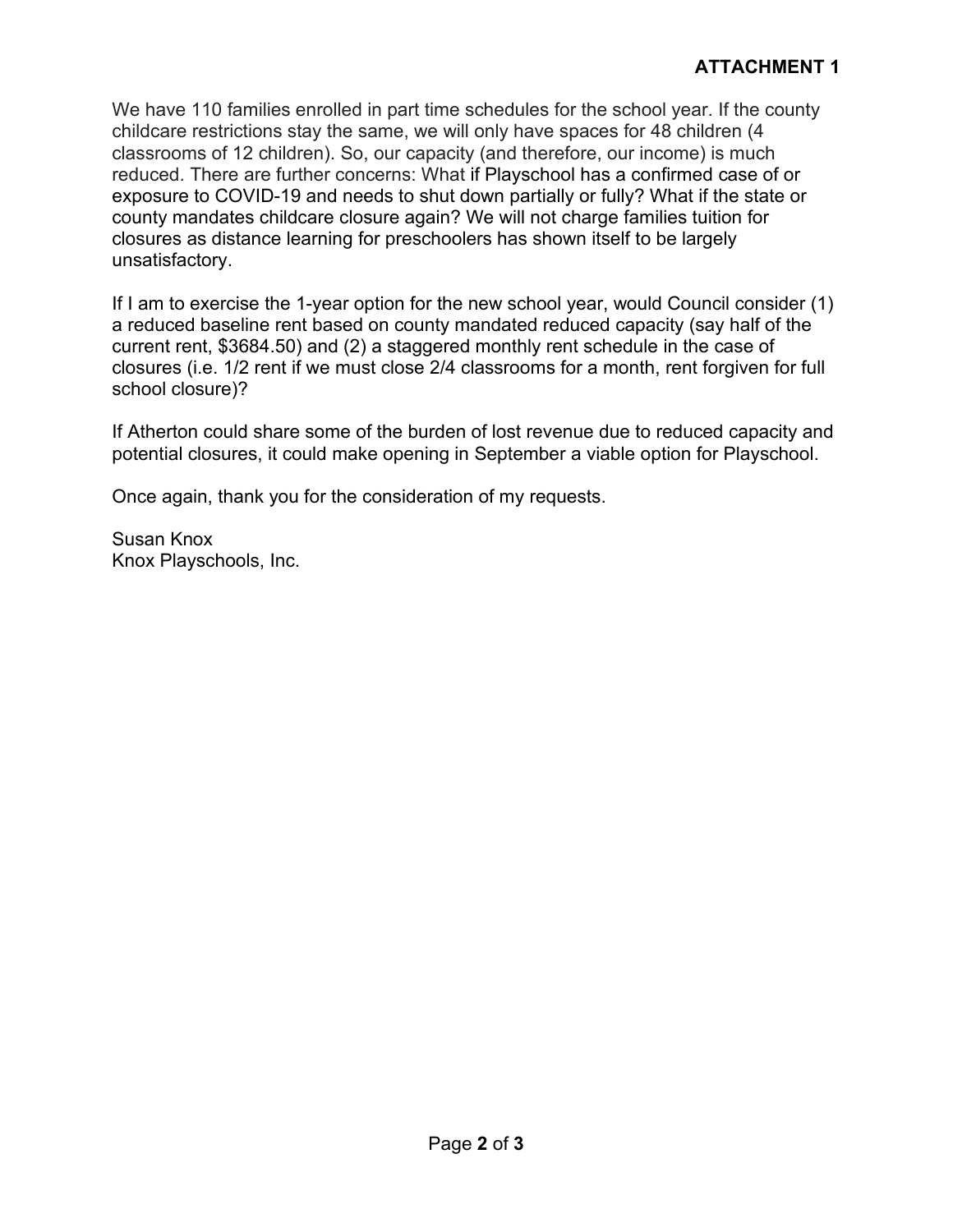**ATTACHMENT 1**

We have 110 families enrolled in part time schedules for the school year. If the county childcare restrictions stay the same, we will only have spaces for 48 children (4 classrooms of 12 children). So, our capacity (and therefore, our income) is much reduced. There are further concerns: What if Playschool has a confirmed case of or exposure to COVID-19 and needs to shut down partially or fully? What if the state or county mandates childcare closure again? We will not charge families tuition for closures as distance learning for preschoolers has shown itself to be largely unsatisfactory.

If I am to exercise the 1-year option for the new school year, would Council consider (1) a reduced baseline rent based on county mandated reduced capacity (say half of the current rent, $3684.50) and (2) a staggered monthly rent schedule in the case of closures (i.e. 1/2 rent if we must close 2/4 classrooms for a month, rent forgiven for full school closure)?

If Atherton could share some of the burden of lost revenue due to reduced capacity and potential closures, it could make opening in September a viable option for Playschool.

Once again, thank you for the consideration of my requests.

Susan Knox
Knox Playschools, Inc.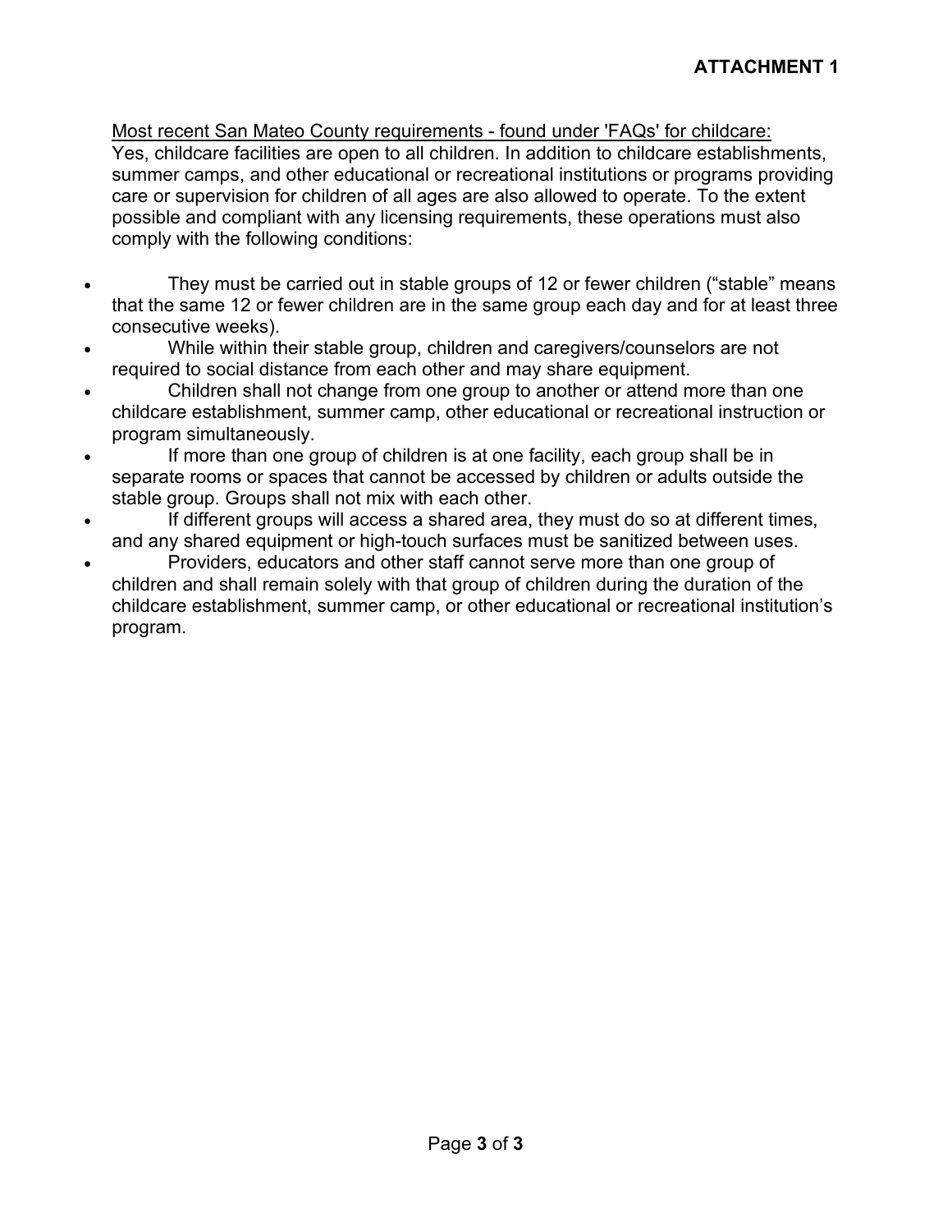**ATTACHMENT 1**

Most recent San Mateo County requirements - found under 'FAQs' for childcare:
Yes, childcare facilities are open to all children. In addition to childcare establishments, summer camps, and other educational or recreational institutions or programs providing care or supervision for children of all ages are also allowed to operate. To the extent possible and compliant with any licensing requirements, these operations must also comply with the following conditions:

- They must be carried out in stable groups of 12 or fewer children ("stable" means that the same 12 or fewer children are in the same group each day and for at least three consecutive weeks).
- While within their stable group, children and caregivers/counselors are not required to social distance from each other and may share equipment.
- Children shall not change from one group to another or attend more than one childcare establishment, summer camp, other educational or recreational instruction or program simultaneously.
- If more than one group of children is at one facility, each group shall be in separate rooms or spaces that cannot be accessed by children or adults outside the stable group. Groups shall not mix with each other.
- If different groups will access a shared area, they must do so at different times, and any shared equipment or high-touch surfaces must be sanitized between uses.
- Providers, educators and other staff cannot serve more than one group of children and shall remain solely with that group of children during the duration of the childcare establishment, summer camp, or other educational or recreational institution's program.